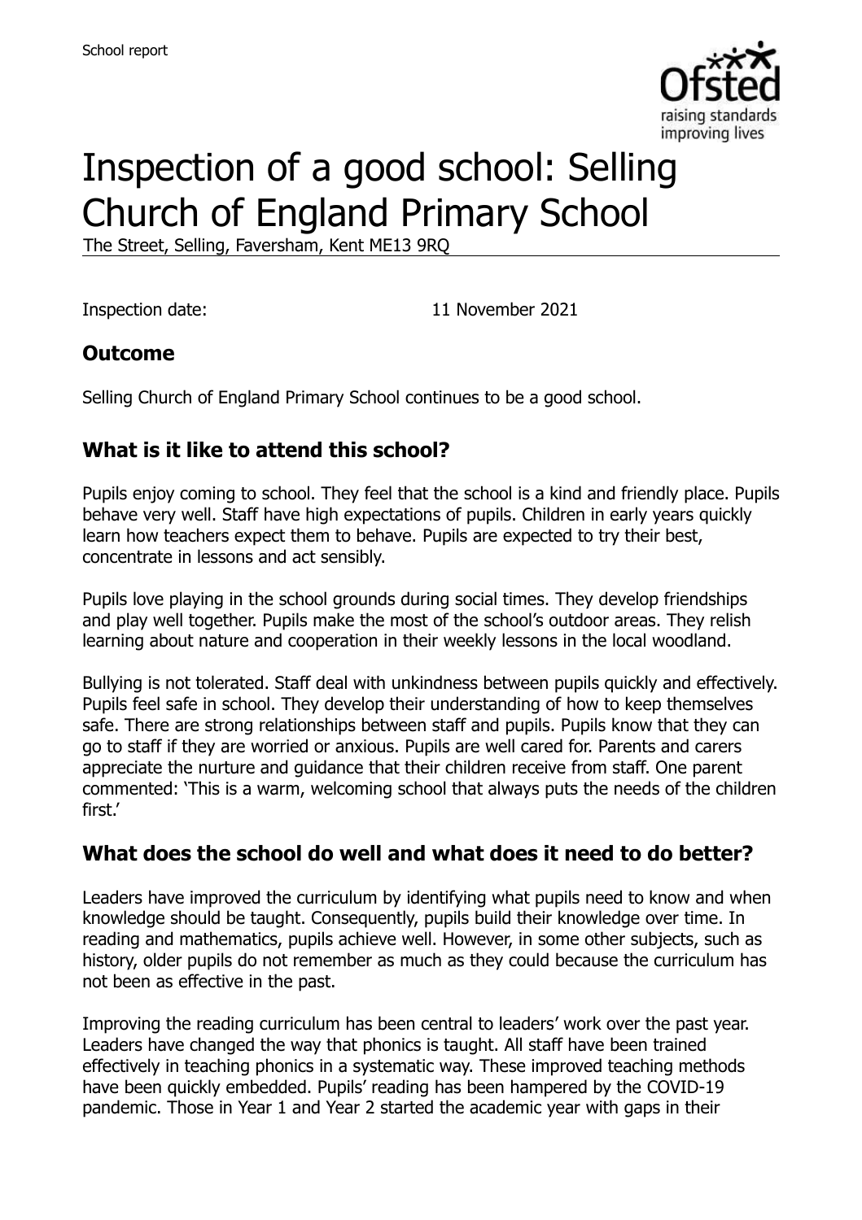School report

# Inspection of a good school: Selling Church of England Primary School

The Street, Selling, Faversham, Kent ME13 9RQ

Inspection date: 11 November 2021

## Outcome

Selling Church of England Primary School continues to be a good school.

## What is it like to attend this school?

Pupils enjoy coming to school. They feel that the school is a kind and friendly place. Pupils behave very well. Staff have high expectations of pupils. Children in early years quickly learn how teachers expect them to behave. Pupils are expected to try their best, concentrate in lessons and act sensibly.

Pupils love playing in the school grounds during social times. They develop friendships and play well together. Pupils make the most of the school's outdoor areas. They relish learning about nature and cooperation in their weekly lessons in the local woodland.

Bullying is not tolerated. Staff deal with unkindness between pupils quickly and effectively. Pupils feel safe in school. They develop their understanding of how to keep themselves safe. There are strong relationships between staff and pupils. Pupils know that they can go to staff if they are worried or anxious. Pupils are well cared for. Parents and carers appreciate the nurture and guidance that their children receive from staff. One parent commented: 'This is a warm, welcoming school that always puts the needs of the children first.'

## What does the school do well and what does it need to do better?

Leaders have improved the curriculum by identifying what pupils need to know and when knowledge should be taught. Consequently, pupils build their knowledge over time. In reading and mathematics, pupils achieve well. However, in some other subjects, such as history, older pupils do not remember as much as they could because the curriculum has not been as effective in the past.

Improving the reading curriculum has been central to leaders' work over the past year. Leaders have changed the way that phonics is taught. All staff have been trained effectively in teaching phonics in a systematic way. These improved teaching methods have been quickly embedded. Pupils' reading has been hampered by the COVID-19 pandemic. Those in Year 1 and Year 2 started the academic year with gaps in their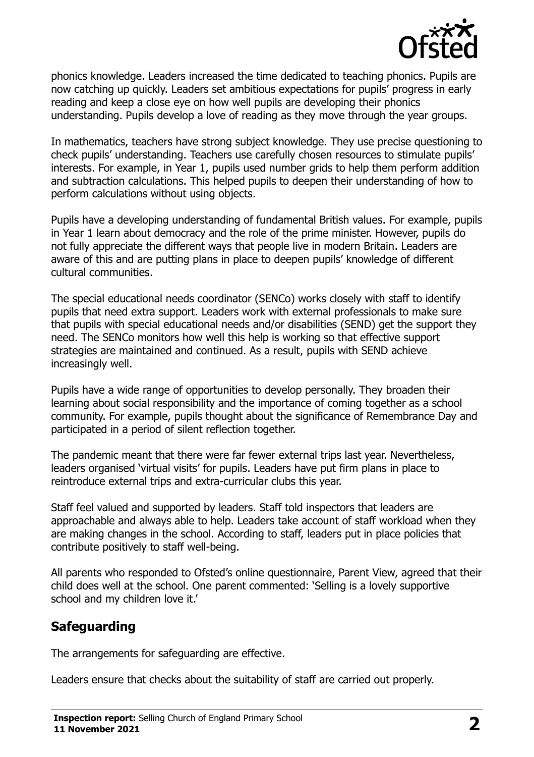phonics knowledge. Leaders increased the time dedicated to teaching phonics. Pupils are now catching up quickly. Leaders set ambitious expectations for pupils' progress in early reading and keep a close eye on how well pupils are developing their phonics understanding. Pupils develop a love of reading as they move through the year groups.

In mathematics, teachers have strong subject knowledge. They use precise questioning to check pupils' understanding. Teachers use carefully chosen resources to stimulate pupils' interests. For example, in Year 1, pupils used number grids to help them perform addition and subtraction calculations. This helped pupils to deepen their understanding of how to perform calculations without using objects.

Pupils have a developing understanding of fundamental British values. For example, pupils in Year 1 learn about democracy and the role of the prime minister. However, pupils do not fully appreciate the different ways that people live in modern Britain. Leaders are aware of this and are putting plans in place to deepen pupils' knowledge of different cultural communities.

The special educational needs coordinator (SENCo) works closely with staff to identify pupils that need extra support. Leaders work with external professionals to make sure that pupils with special educational needs and/or disabilities (SEND) get the support they need. The SENCo monitors how well this help is working so that effective support strategies are maintained and continued. As a result, pupils with SEND achieve increasingly well.

Pupils have a wide range of opportunities to develop personally. They broaden their learning about social responsibility and the importance of coming together as a school community. For example, pupils thought about the significance of Remembrance Day and participated in a period of silent reflection together.

The pandemic meant that there were far fewer external trips last year. Nevertheless, leaders organised 'virtual visits' for pupils. Leaders have put firm plans in place to reintroduce external trips and extra-curricular clubs this year.

Staff feel valued and supported by leaders. Staff told inspectors that leaders are approachable and always able to help. Leaders take account of staff workload when they are making changes in the school. According to staff, leaders put in place policies that contribute positively to staff well-being.

All parents who responded to Ofsted's online questionnaire, Parent View, agreed that their child does well at the school. One parent commented: 'Selling is a lovely supportive school and my children love it.'

## Safeguarding

The arrangements for safeguarding are effective.

Leaders ensure that checks about the suitability of staff are carried out properly.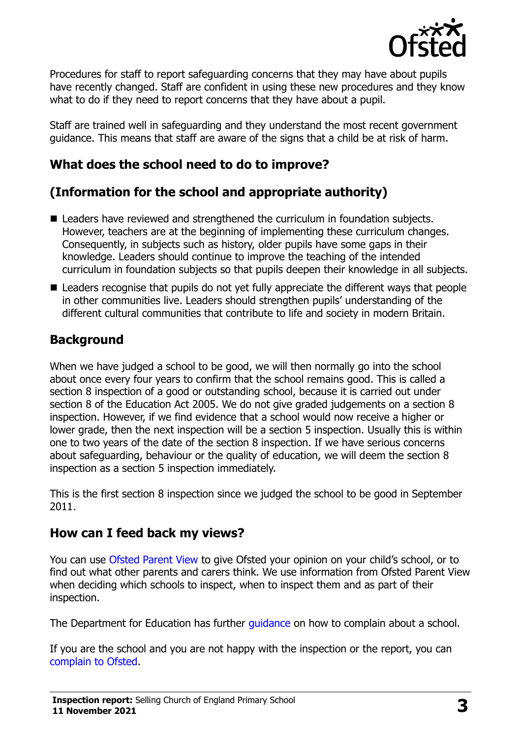Procedures for staff to report safeguarding concerns that they may have about pupils have recently changed. Staff are confident in using these new procedures and they know what to do if they need to report concerns that they have about a pupil.

Staff are trained well in safeguarding and they understand the most recent government guidance. This means that staff are aware of the signs that a child be at risk of harm.

## What does the school need to do to improve?

## (Information for the school and appropriate authority)

- Leaders have reviewed and strengthened the curriculum in foundation subjects. However, teachers are at the beginning of implementing these curriculum changes. Consequently, in subjects such as history, older pupils have some gaps in their knowledge. Leaders should continue to improve the teaching of the intended curriculum in foundation subjects so that pupils deepen their knowledge in all subjects.
- Leaders recognise that pupils do not yet fully appreciate the different ways that people in other communities live. Leaders should strengthen pupils' understanding of the different cultural communities that contribute to life and society in modern Britain.

## Background

When we have judged a school to be good, we will then normally go into the school about once every four years to confirm that the school remains good. This is called a section 8 inspection of a good or outstanding school, because it is carried out under section 8 of the Education Act 2005. We do not give graded judgements on a section 8 inspection. However, if we find evidence that a school would now receive a higher or lower grade, then the next inspection will be a section 5 inspection. Usually this is within one to two years of the date of the section 8 inspection. If we have serious concerns about safeguarding, behaviour or the quality of education, we will deem the section 8 inspection as a section 5 inspection immediately.

This is the first section 8 inspection since we judged the school to be good in September 2011.

## How can I feed back my views?

You can use Ofsted Parent View to give Ofsted your opinion on your child's school, or to find out what other parents and carers think. We use information from Ofsted Parent View when deciding which schools to inspect, when to inspect them and as part of their inspection.

The Department for Education has further guidance on how to complain about a school.

If you are the school and you are not happy with the inspection or the report, you can complain to Ofsted.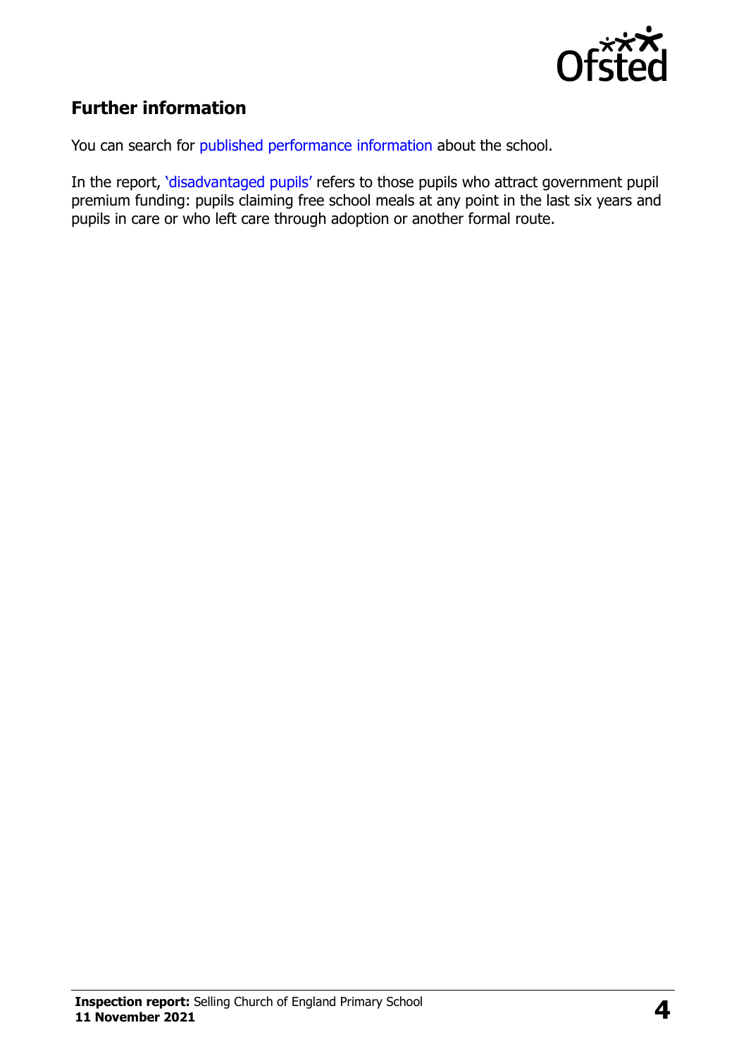## Further information

You can search for published performance information about the school.

In the report, 'disadvantaged pupils' refers to those pupils who attract government pupil premium funding: pupils claiming free school meals at any point in the last six years and pupils in care or who left care through adoption or another formal route.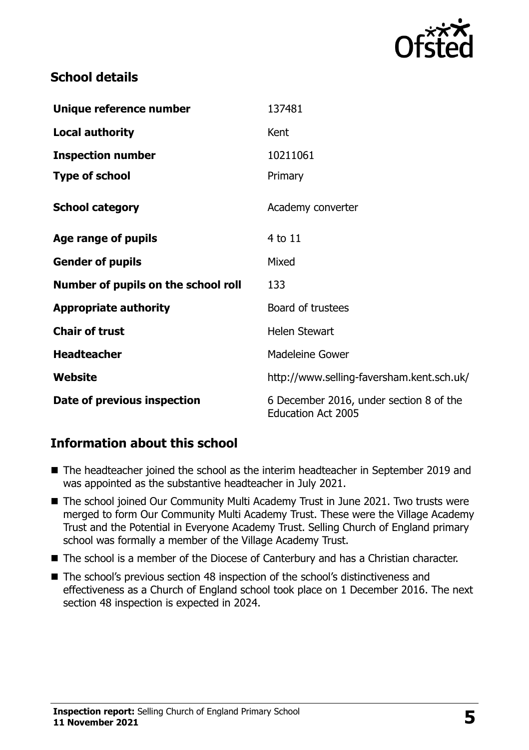## School details

| | |
|---|---|
| **Unique reference number** | 137481 |
| **Local authority** | Kent |
| **Inspection number** | 10211061 |
| **Type of school** | Primary |
| **School category** | Academy converter |
| **Age range of pupils** | 4 to 11 |
| **Gender of pupils** | Mixed |
| **Number of pupils on the school roll** | 133 |
| **Appropriate authority** | Board of trustees |
| **Chair of trust** | Helen Stewart |
| **Headteacher** | Madeleine Gower |
| **Website** | http://www.selling-faversham.kent.sch.uk/ |
| **Date of previous inspection** | 6 December 2016, under section 8 of the Education Act 2005 |

## Information about this school

- The headteacher joined the school as the interim headteacher in September 2019 and was appointed as the substantive headteacher in July 2021.
- The school joined Our Community Multi Academy Trust in June 2021. Two trusts were merged to form Our Community Multi Academy Trust. These were the Village Academy Trust and the Potential in Everyone Academy Trust. Selling Church of England primary school was formally a member of the Village Academy Trust.
- The school is a member of the Diocese of Canterbury and has a Christian character.
- The school's previous section 48 inspection of the school's distinctiveness and effectiveness as a Church of England school took place on 1 December 2016. The next section 48 inspection is expected in 2024.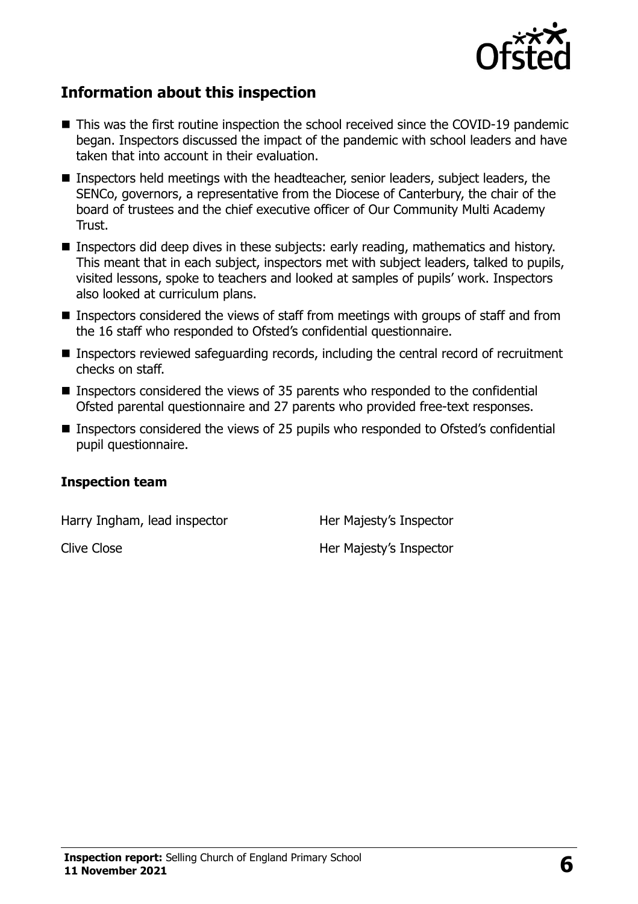## Information about this inspection

- This was the first routine inspection the school received since the COVID-19 pandemic began. Inspectors discussed the impact of the pandemic with school leaders and have taken that into account in their evaluation.
- Inspectors held meetings with the headteacher, senior leaders, subject leaders, the SENCo, governors, a representative from the Diocese of Canterbury, the chair of the board of trustees and the chief executive officer of Our Community Multi Academy Trust.
- Inspectors did deep dives in these subjects: early reading, mathematics and history. This meant that in each subject, inspectors met with subject leaders, talked to pupils, visited lessons, spoke to teachers and looked at samples of pupils' work. Inspectors also looked at curriculum plans.
- Inspectors considered the views of staff from meetings with groups of staff and from the 16 staff who responded to Ofsted's confidential questionnaire.
- Inspectors reviewed safeguarding records, including the central record of recruitment checks on staff.
- Inspectors considered the views of 35 parents who responded to the confidential Ofsted parental questionnaire and 27 parents who provided free-text responses.
- Inspectors considered the views of 25 pupils who responded to Ofsted's confidential pupil questionnaire.

### Inspection team

| | |
|---|---|
| Harry Ingham, lead inspector | Her Majesty's Inspector |
| Clive Close | Her Majesty's Inspector |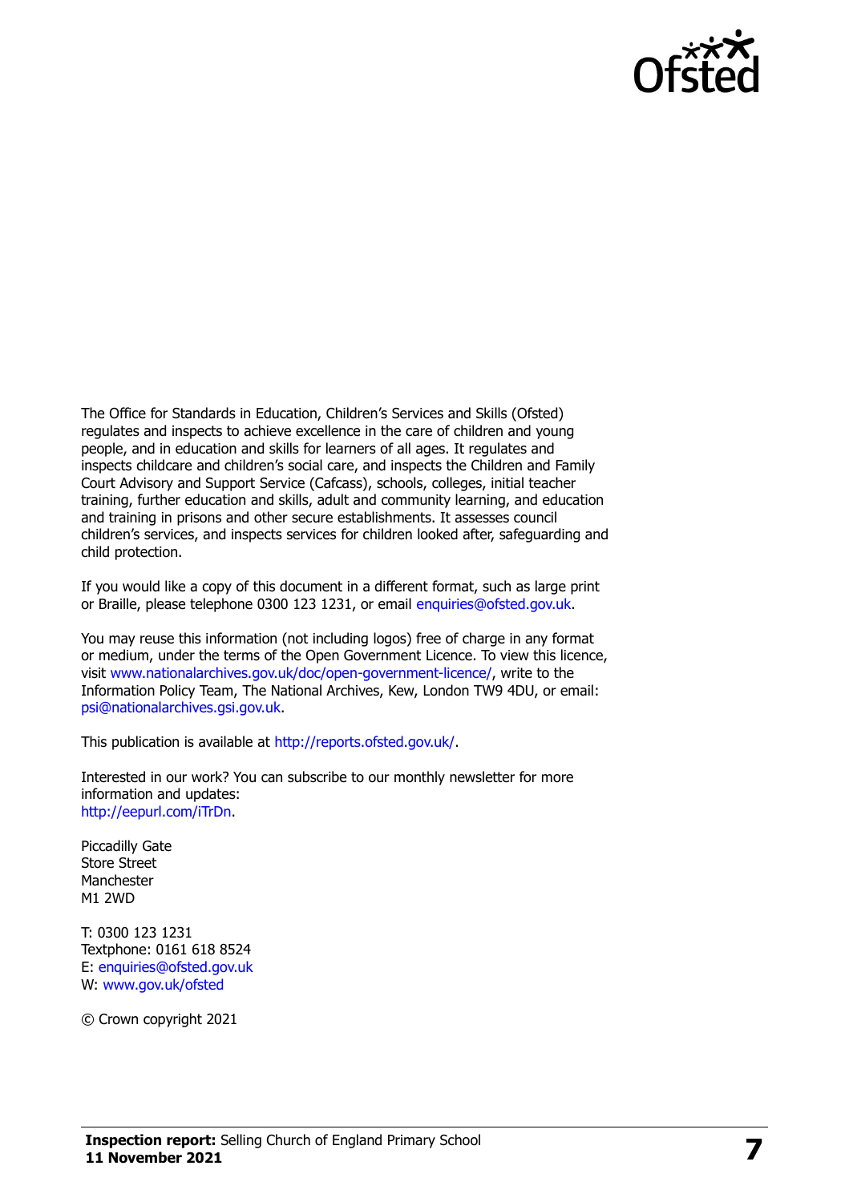The Office for Standards in Education, Children's Services and Skills (Ofsted) regulates and inspects to achieve excellence in the care of children and young people, and in education and skills for learners of all ages. It regulates and inspects childcare and children's social care, and inspects the Children and Family Court Advisory and Support Service (Cafcass), schools, colleges, initial teacher training, further education and skills, adult and community learning, and education and training in prisons and other secure establishments. It assesses council children's services, and inspects services for children looked after, safeguarding and child protection.

If you would like a copy of this document in a different format, such as large print or Braille, please telephone 0300 123 1231, or email enquiries@ofsted.gov.uk.

You may reuse this information (not including logos) free of charge in any format or medium, under the terms of the Open Government Licence. To view this licence, visit www.nationalarchives.gov.uk/doc/open-government-licence/, write to the Information Policy Team, The National Archives, Kew, London TW9 4DU, or email: psi@nationalarchives.gsi.gov.uk.

This publication is available at http://reports.ofsted.gov.uk/.

Interested in our work? You can subscribe to our monthly newsletter for more information and updates:
http://eepurl.com/iTrDn.

Piccadilly Gate
Store Street
Manchester
M1 2WD

T: 0300 123 1231
Textphone: 0161 618 8524
E: enquiries@ofsted.gov.uk
W: www.gov.uk/ofsted

© Crown copyright 2021